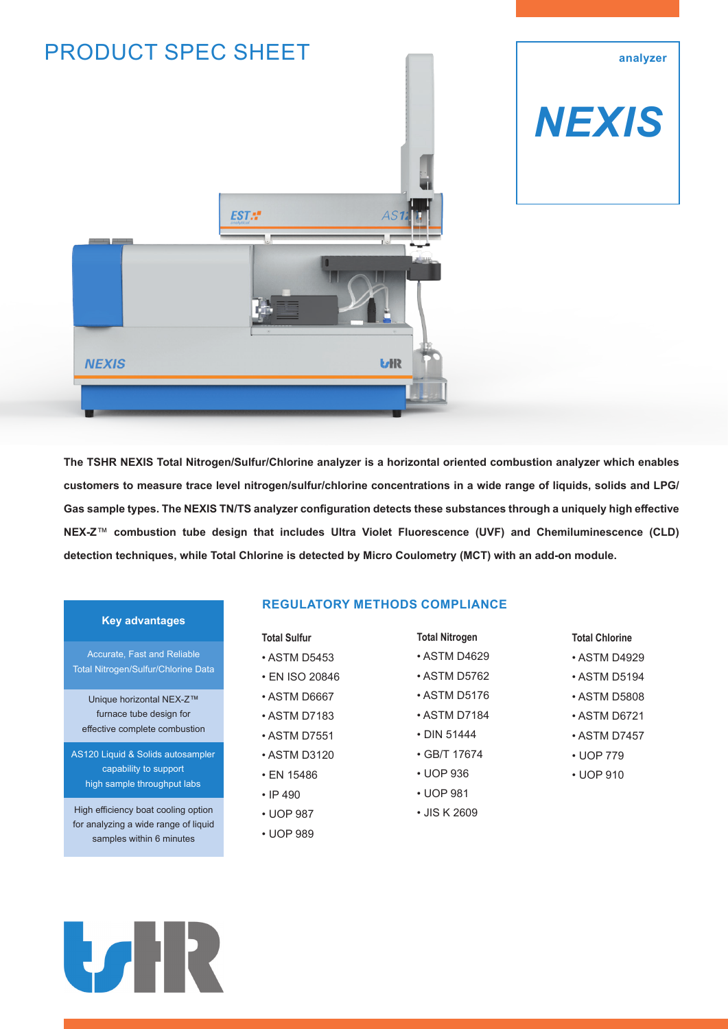# PRODUCT SPEC SHEET

analyzer

# NEXIS

**The TSHR NEXIS Total Nitrogen/Sulfur/Chlorine analyzer is a horizontal oriented combustion analyzer which enables customers to measure trace level nitrogen/sulfur/chlorine concentrations in a wide range of liquids, solids and LPG/Gas sample types. The NEXIS TN/TS analyzer configuration detects these substances through a uniquely high effective NEX-Z™ combustion tube design that includes Ultra Violet Fluorescence (UVF) and Chemiluminescence (CLD) detection techniques, while Total Chlorine is detected by Micro Coulometry (MCT) with an add-on module.**

### Key advantages

- Accurate, Fast and Reliable Total Nitrogen/Sulfur/Chlorine Data
- Unique horizontal NEX-Z™ furnace tube design for effective complete combustion
- AS120 Liquid & Solids autosampler capability to support high sample throughput labs
- High efficiency boat cooling option for analyzing a wide range of liquid samples within 6 minutes

## REGULATORY METHODS COMPLIANCE

**Total Sulfur**

- ASTM D5453
- EN ISO 20846
- ASTM D6667
- ASTM D7183
- ASTM D7551
- ASTM D3120
- EN 15486
- IP 490
- UOP 987
- UOP 989

**Total Nitrogen**

- ASTM D4629
- ASTM D5762
- ASTM D5176
- ASTM D7184
- DIN 51444
- GB/T 17674
- UOP 936
- UOP 981
- JIS K 2609

**Total Chlorine**

- ASTM D4929
- ASTM D5194
- ASTM D5808
- ASTM D6721
- ASTM D7457
- UOP 779
- UOP 910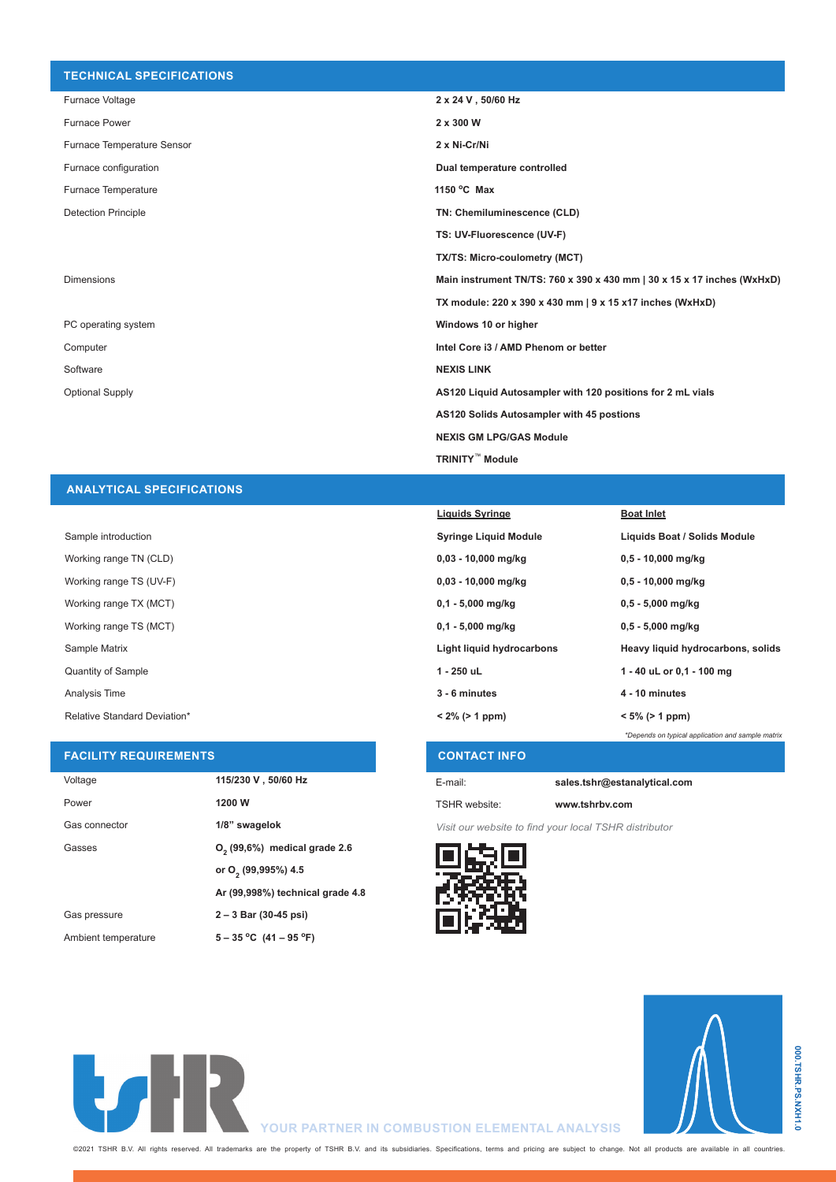## TECHNICAL SPECIFICATIONS

| | |
|---|---|
| Furnace Voltage | **2 x 24 V , 50/60 Hz** |
| Furnace Power | **2 x 300 W** |
| Furnace Temperature Sensor | **2 x Ni-Cr/Ni** |
| Furnace configuration | **Dual temperature controlled** |
| Furnace Temperature | **1150 °C Max** |
| Detection Principle | **TN: Chemiluminescence (CLD)** |
| | **TS: UV-Fluorescence (UV-F)** |
| | **TX/TS: Micro-coulometry (MCT)** |
| Dimensions | **Main instrument TN/TS: 760 x 390 x 430 mm \| 30 x 15 x 17 inches (WxHxD)** |
| | **TX module: 220 x 390 x 430 mm \| 9 x 15 x17 inches (WxHxD)** |
| PC operating system | **Windows 10 or higher** |
| Computer | **Intel Core i3 / AMD Phenom or better** |
| Software | **NEXIS LINK** |
| Optional Supply | **AS120 Liquid Autosampler with 120 positions for 2 mL vials** |
| | **AS120 Solids Autosampler with 45 postions** |
| | **NEXIS GM LPG/GAS Module** |
| | **TRINITY™ Module** |

## ANALYTICAL SPECIFICATIONS

| | Liquids Syringe | Boat Inlet |
|---|---|---|
| Sample introduction | **Syringe Liquid Module** | **Liquids Boat / Solids Module** |
| Working range TN (CLD) | **0,03 - 10,000 mg/kg** | **0,5 - 10,000 mg/kg** |
| Working range TS (UV-F) | **0,03 - 10,000 mg/kg** | **0,5 - 10,000 mg/kg** |
| Working range TX (MCT) | **0,1 - 5,000 mg/kg** | **0,5 - 5,000 mg/kg** |
| Working range TS (MCT) | **0,1 - 5,000 mg/kg** | **0,5 - 5,000 mg/kg** |
| Sample Matrix | **Light liquid hydrocarbons** | **Heavy liquid hydrocarbons, solids** |
| Quantity of Sample | **1 - 250 uL** | **1 - 40 uL or 0,1 - 100 mg** |
| Analysis Time | **3 - 6 minutes** | **4 - 10 minutes** |
| Relative Standard Deviation* | **< 2% (> 1 ppm)** | **< 5% (> 1 ppm)** |

*\*Depends on typical application and sample matrix*

## FACILITY REQUIREMENTS

| | |
|---|---|
| Voltage | **115/230 V , 50/60 Hz** |
| Power | **1200 W** |
| Gas connector | **1/8" swagelok** |
| Gasses | **$O_2$ (99,6%) medical grade 2.6** |
| | **or $O_2$ (99,995%) 4.5** |
| | **Ar (99,998%) technical grade 4.8** |
| Gas pressure | **2 – 3 Bar (30-45 psi)** |
| Ambient temperature | **5 – 35 °C (41 – 95 °F)** |

## CONTACT INFO

| | |
|---|---|
| E-mail: | **sales.tshr@estanalytical.com** |
| TSHR website: | **www.tshrbv.com** |

*Visit our website to find your local TSHR distributor*

**YOUR PARTNER IN COMBUSTION ELEMENTAL ANALYSIS**

000.TSHR.PS.NXH1.0

©2021 TSHR B.V. All rights reserved. All trademarks are the property of TSHR B.V. and its subsidiaries. Specifications, terms and pricing are subject to change. Not all products are available in all countries.